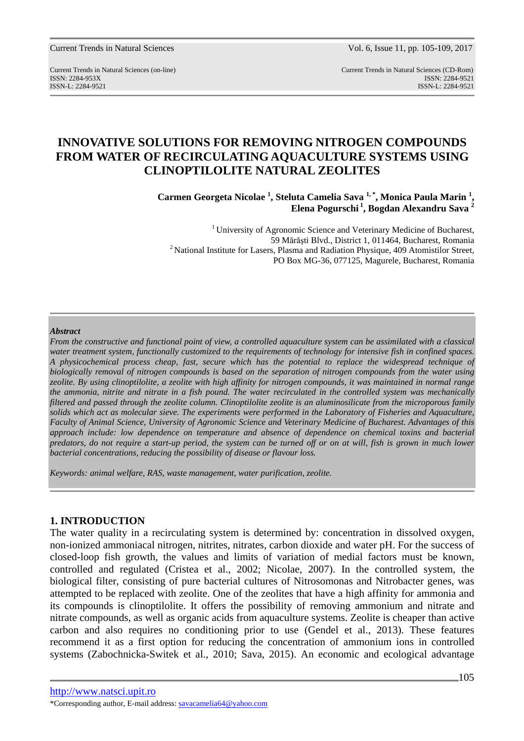# INNOVATIVE SOLUTIONS FOR REMOVING NITROGEN COMPOUNDS FROM WATER OF RECIRCULATING AQUACULTURE SYSTEMS USING CLINOPTILOLITE NATURAL ZEOLITES

**Carmen Georgeta Nicolae [1], Steluta Camelia Sava [1,*], Monica Paula Marin [1], Elena Pogurschi [1], Bogdan Alexandru Sava [2]**

[1] University of Agronomic Science and Veterinary Medicine of Bucharest, 59 Mărăşti Blvd., District 1, 011464, Bucharest, Romania
[2] National Institute for Lasers, Plasma and Radiation Physique, 409 Atomistilor Street, PO Box MG-36, 077125, Magurele, Bucharest, Romania

***Abstract***

*From the constructive and functional point of view, a controlled aquaculture system can be assimilated with a classical water treatment system, functionally customized to the requirements of technology for intensive fish in confined spaces. A physicochemical process cheap, fast, secure which has the potential to replace the widespread technique of biologically removal of nitrogen compounds is based on the separation of nitrogen compounds from the water using zeolite. By using clinoptilolite, a zeolite with high affinity for nitrogen compounds, it was maintained in normal range the ammonia, nitrite and nitrate in a fish pound. The water recirculated in the controlled system was mechanically filtered and passed through the zeolite column. Clinoptilolite zeolite is an aluminosilicate from the microporous family solids which act as molecular sieve. The experiments were performed in the Laboratory of Fisheries and Aquaculture, Faculty of Animal Science, University of Agronomic Science and Veterinary Medicine of Bucharest. Advantages of this approach include: low dependence on temperature and absence of dependence on chemical toxins and bacterial predators, do not require a start-up period, the system can be turned off or on at will, fish is grown in much lower bacterial concentrations, reducing the possibility of disease or flavour loss.*

*Keywords: animal welfare, RAS, waste management, water purification, zeolite.*

## 1. INTRODUCTION

The water quality in a recirculating system is determined by: concentration in dissolved oxygen, non-ionized ammoniacal nitrogen, nitrites, nitrates, carbon dioxide and water pH. For the success of closed-loop fish growth, the values and limits of variation of medial factors must be known, controlled and regulated (Cristea et al., 2002; Nicolae, 2007). In the controlled system, the biological filter, consisting of pure bacterial cultures of Nitrosomonas and Nitrobacter genes, was attempted to be replaced with zeolite. One of the zeolites that have a high affinity for ammonia and its compounds is clinoptilolite. It offers the possibility of removing ammonium and nitrate and nitrate compounds, as well as organic acids from aquaculture systems. Zeolite is cheaper than active carbon and also requires no conditioning prior to use (Gendel et al., 2013). These features recommend it as a first option for reducing the concentration of ammonium ions in controlled systems (Zabochnicka-Switek et al., 2010; Sava, 2015). An economic and ecological advantage

http://www.natsci.upit.ro
*Corresponding author, E-mail address: savacamelia64@yahoo.com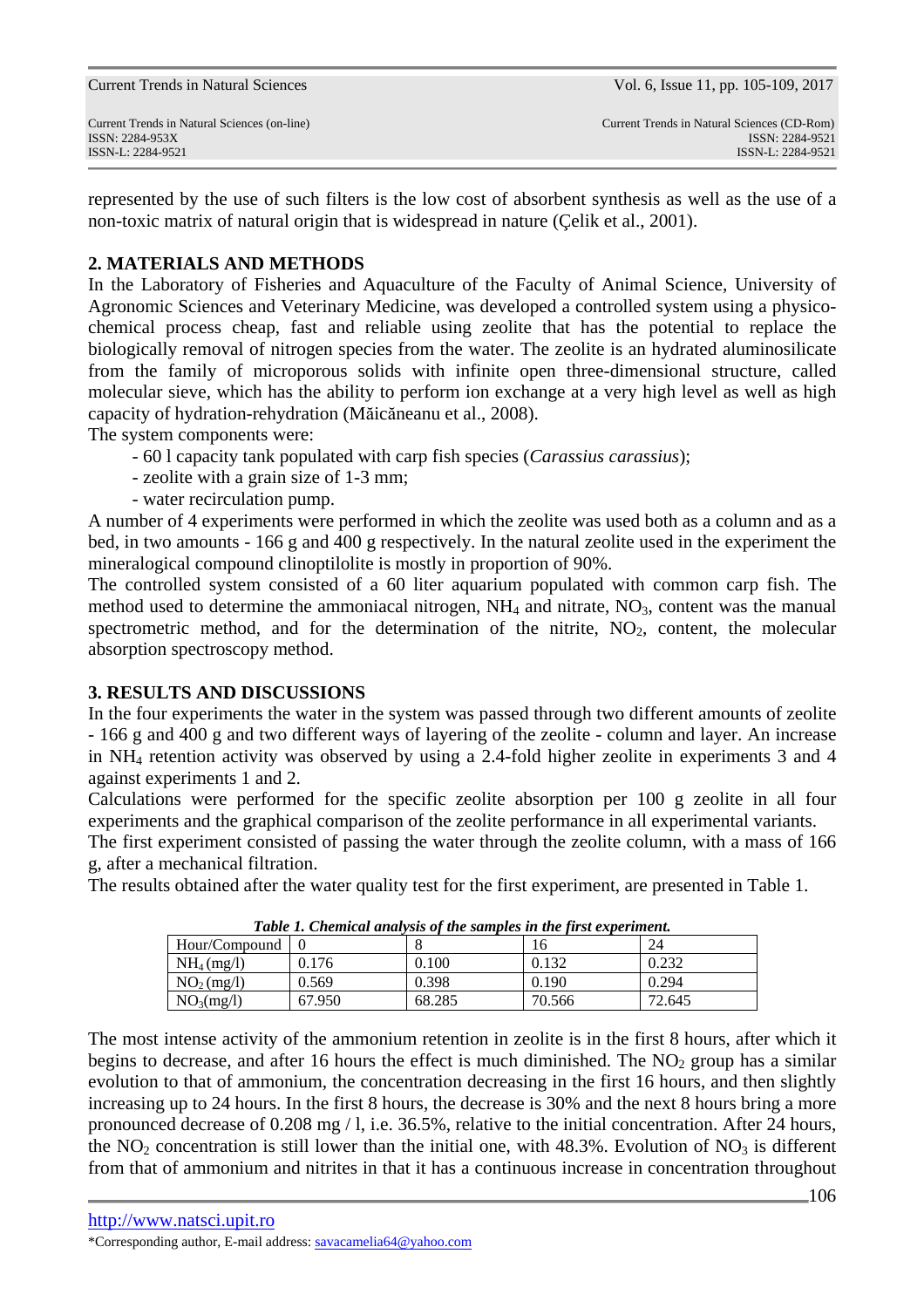represented by the use of such filters is the low cost of absorbent synthesis as well as the use of a non-toxic matrix of natural origin that is widespread in nature (Çelik et al., 2001).

## 2. MATERIALS AND METHODS

In the Laboratory of Fisheries and Aquaculture of the Faculty of Animal Science, University of Agronomic Sciences and Veterinary Medicine, was developed a controlled system using a physico-chemical process cheap, fast and reliable using zeolite that has the potential to replace the biologically removal of nitrogen species from the water. The zeolite is an hydrated aluminosilicate from the family of microporous solids with infinite open three-dimensional structure, called molecular sieve, which has the ability to perform ion exchange at a very high level as well as high capacity of hydration-rehydration (Măicăneanu et al., 2008).

The system components were:

- 60 l capacity tank populated with carp fish species (*Carassius carassius*);
- zeolite with a grain size of 1-3 mm;
- water recirculation pump.

A number of 4 experiments were performed in which the zeolite was used both as a column and as a bed, in two amounts - 166 g and 400 g respectively. In the natural zeolite used in the experiment the mineralogical compound clinoptilolite is mostly in proportion of 90%.

The controlled system consisted of a 60 liter aquarium populated with common carp fish. The method used to determine the ammoniacal nitrogen, $NH_4$ and nitrate, $NO_3$, content was the manual spectrometric method, and for the determination of the nitrite, $NO_2$, content, the molecular absorption spectroscopy method.

## 3. RESULTS AND DISCUSSIONS

In the four experiments the water in the system was passed through two different amounts of zeolite - 166 g and 400 g and two different ways of layering of the zeolite - column and layer. An increase in $NH_4$ retention activity was observed by using a 2.4-fold higher zeolite in experiments 3 and 4 against experiments 1 and 2.

Calculations were performed for the specific zeolite absorption per 100 g zeolite in all four experiments and the graphical comparison of the zeolite performance in all experimental variants.

The first experiment consisted of passing the water through the zeolite column, with a mass of 166 g, after a mechanical filtration.

The results obtained after the water quality test for the first experiment, are presented in Table 1.

***Table 1. Chemical analysis of the samples in the first experiment.***

| Hour/Compound | 0 | 8 | 16 | 24 |
|---|---|---|---|---|
| $NH_4$ (mg/l) | 0.176 | 0.100 | 0.132 | 0.232 |
| $NO_2$ (mg/l) | 0.569 | 0.398 | 0.190 | 0.294 |
| $NO_3$(mg/l) | 67.950 | 68.285 | 70.566 | 72.645 |

The most intense activity of the ammonium retention in zeolite is in the first 8 hours, after which it begins to decrease, and after 16 hours the effect is much diminished. The $NO_2$ group has a similar evolution to that of ammonium, the concentration decreasing in the first 16 hours, and then slightly increasing up to 24 hours. In the first 8 hours, the decrease is 30% and the next 8 hours bring a more pronounced decrease of 0.208 mg / l, i.e. 36.5%, relative to the initial concentration. After 24 hours, the $NO_2$ concentration is still lower than the initial one, with 48.3%. Evolution of $NO_3$ is different from that of ammonium and nitrites in that it has a continuous increase in concentration throughout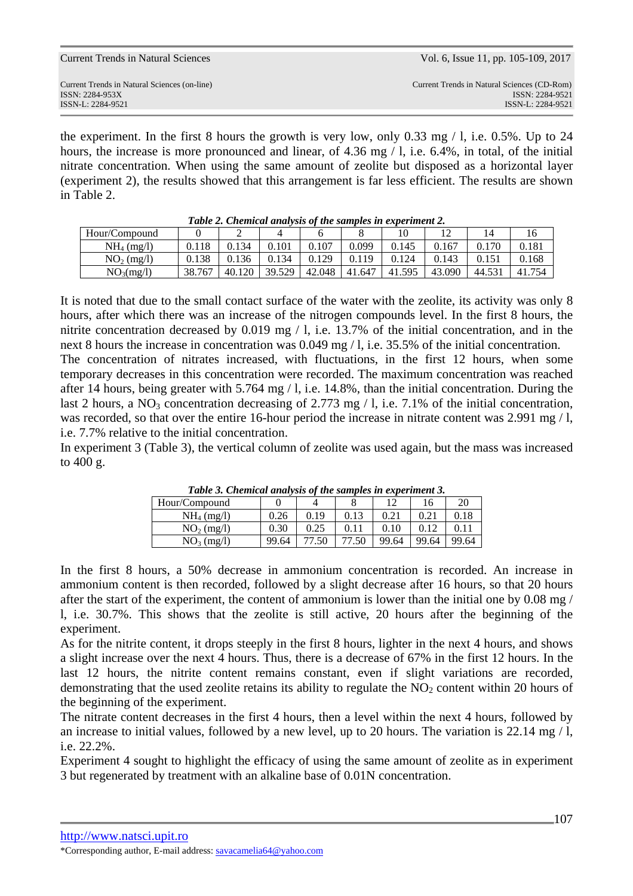the experiment. In the first 8 hours the growth is very low, only 0.33 mg / l, i.e. 0.5%. Up to 24 hours, the increase is more pronounced and linear, of 4.36 mg / l, i.e. 6.4%, in total, of the initial nitrate concentration. When using the same amount of zeolite but disposed as a horizontal layer (experiment 2), the results showed that this arrangement is far less efficient. The results are shown in Table 2.

***Table 2. Chemical analysis of the samples in experiment 2.***

| Hour/Compound | 0 | 2 | 4 | 6 | 8 | 10 | 12 | 14 | 16 |
|---|---|---|---|---|---|---|---|---|---|
| $NH_4$ (mg/l) | 0.118 | 0.134 | 0.101 | 0.107 | 0.099 | 0.145 | 0.167 | 0.170 | 0.181 |
| $NO_2$ (mg/l) | 0.138 | 0.136 | 0.134 | 0.129 | 0.119 | 0.124 | 0.143 | 0.151 | 0.168 |
| $NO_3$(mg/l) | 38.767 | 40.120 | 39.529 | 42.048 | 41.647 | 41.595 | 43.090 | 44.531 | 41.754 |

It is noted that due to the small contact surface of the water with the zeolite, its activity was only 8 hours, after which there was an increase of the nitrogen compounds level. In the first 8 hours, the nitrite concentration decreased by 0.019 mg / l, i.e. 13.7% of the initial concentration, and in the next 8 hours the increase in concentration was 0.049 mg / l, i.e. 35.5% of the initial concentration.

The concentration of nitrates increased, with fluctuations, in the first 12 hours, when some temporary decreases in this concentration were recorded. The maximum concentration was reached after 14 hours, being greater with 5.764 mg / l, i.e. 14.8%, than the initial concentration. During the last 2 hours, a $NO_3$ concentration decreasing of 2.773 mg / l, i.e. 7.1% of the initial concentration, was recorded, so that over the entire 16-hour period the increase in nitrate content was 2.991 mg / l, i.e. 7.7% relative to the initial concentration.

In experiment 3 (Table 3), the vertical column of zeolite was used again, but the mass was increased to 400 g.

***Table 3. Chemical analysis of the samples in experiment 3.***

| Hour/Compound | 0 | 4 | 8 | 12 | 16 | 20 |
|---|---|---|---|---|---|---|
| $NH_4$ (mg/l) | 0.26 | 0.19 | 0.13 | 0.21 | 0.21 | 0.18 |
| $NO_2$ (mg/l) | 0.30 | 0.25 | 0.11 | 0.10 | 0.12 | 0.11 |
| $NO_3$ (mg/l) | 99.64 | 77.50 | 77.50 | 99.64 | 99.64 | 99.64 |

In the first 8 hours, a 50% decrease in ammonium concentration is recorded. An increase in ammonium content is then recorded, followed by a slight decrease after 16 hours, so that 20 hours after the start of the experiment, the content of ammonium is lower than the initial one by 0.08 mg / l, i.e. 30.7%. This shows that the zeolite is still active, 20 hours after the beginning of the experiment.

As for the nitrite content, it drops steeply in the first 8 hours, lighter in the next 4 hours, and shows a slight increase over the next 4 hours. Thus, there is a decrease of 67% in the first 12 hours. In the last 12 hours, the nitrite content remains constant, even if slight variations are recorded, demonstrating that the used zeolite retains its ability to regulate the $NO_2$ content within 20 hours of the beginning of the experiment.

The nitrate content decreases in the first 4 hours, then a level within the next 4 hours, followed by an increase to initial values, followed by a new level, up to 20 hours. The variation is 22.14 mg / l, i.e. 22.2%.

Experiment 4 sought to highlight the efficacy of using the same amount of zeolite as in experiment 3 but regenerated by treatment with an alkaline base of 0.01N concentration.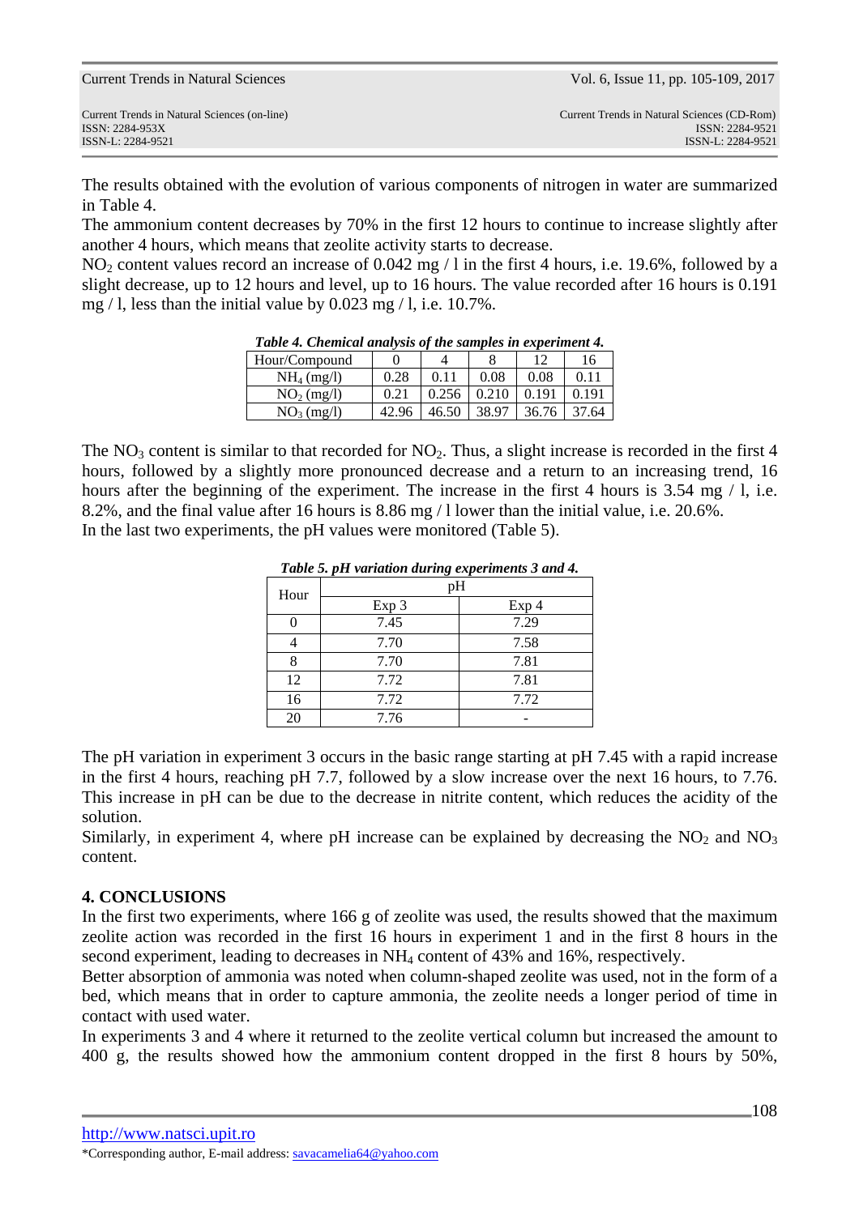The results obtained with the evolution of various components of nitrogen in water are summarized in Table 4.

The ammonium content decreases by 70% in the first 12 hours to continue to increase slightly after another 4 hours, which means that zeolite activity starts to decrease.

$NO_2$ content values record an increase of 0.042 mg / l in the first 4 hours, i.e. 19.6%, followed by a slight decrease, up to 12 hours and level, up to 16 hours. The value recorded after 16 hours is 0.191 mg / l, less than the initial value by 0.023 mg / l, i.e. 10.7%.

***Table 4. Chemical analysis of the samples in experiment 4.***

| Hour/Compound | 0 | 4 | 8 | 12 | 16 |
|---|---|---|---|---|---|
| $NH_4$ (mg/l) | 0.28 | 0.11 | 0.08 | 0.08 | 0.11 |
| $NO_2$ (mg/l) | 0.21 | 0.256 | 0.210 | 0.191 | 0.191 |
| $NO_3$ (mg/l) | 42.96 | 46.50 | 38.97 | 36.76 | 37.64 |

The $NO_3$ content is similar to that recorded for $NO_2$. Thus, a slight increase is recorded in the first 4 hours, followed by a slightly more pronounced decrease and a return to an increasing trend, 16 hours after the beginning of the experiment. The increase in the first 4 hours is 3.54 mg / l, i.e. 8.2%, and the final value after 16 hours is 8.86 mg / l lower than the initial value, i.e. 20.6%.

In the last two experiments, the pH values were monitored (Table 5).

***Table 5. pH variation during experiments 3 and 4.***

| Hour | pH | |
|---|---|---|
| | Exp 3 | Exp 4 |
| 0 | 7.45 | 7.29 |
| 4 | 7.70 | 7.58 |
| 8 | 7.70 | 7.81 |
| 12 | 7.72 | 7.81 |
| 16 | 7.72 | 7.72 |
| 20 | 7.76 | - |

The pH variation in experiment 3 occurs in the basic range starting at pH 7.45 with a rapid increase in the first 4 hours, reaching pH 7.7, followed by a slow increase over the next 16 hours, to 7.76. This increase in pH can be due to the decrease in nitrite content, which reduces the acidity of the solution.

Similarly, in experiment 4, where pH increase can be explained by decreasing the $NO_2$ and $NO_3$ content.

## 4. CONCLUSIONS

In the first two experiments, where 166 g of zeolite was used, the results showed that the maximum zeolite action was recorded in the first 16 hours in experiment 1 and in the first 8 hours in the second experiment, leading to decreases in $NH_4$ content of 43% and 16%, respectively.

Better absorption of ammonia was noted when column-shaped zeolite was used, not in the form of a bed, which means that in order to capture ammonia, the zeolite needs a longer period of time in contact with used water.

In experiments 3 and 4 where it returned to the zeolite vertical column but increased the amount to 400 g, the results showed how the ammonium content dropped in the first 8 hours by 50%,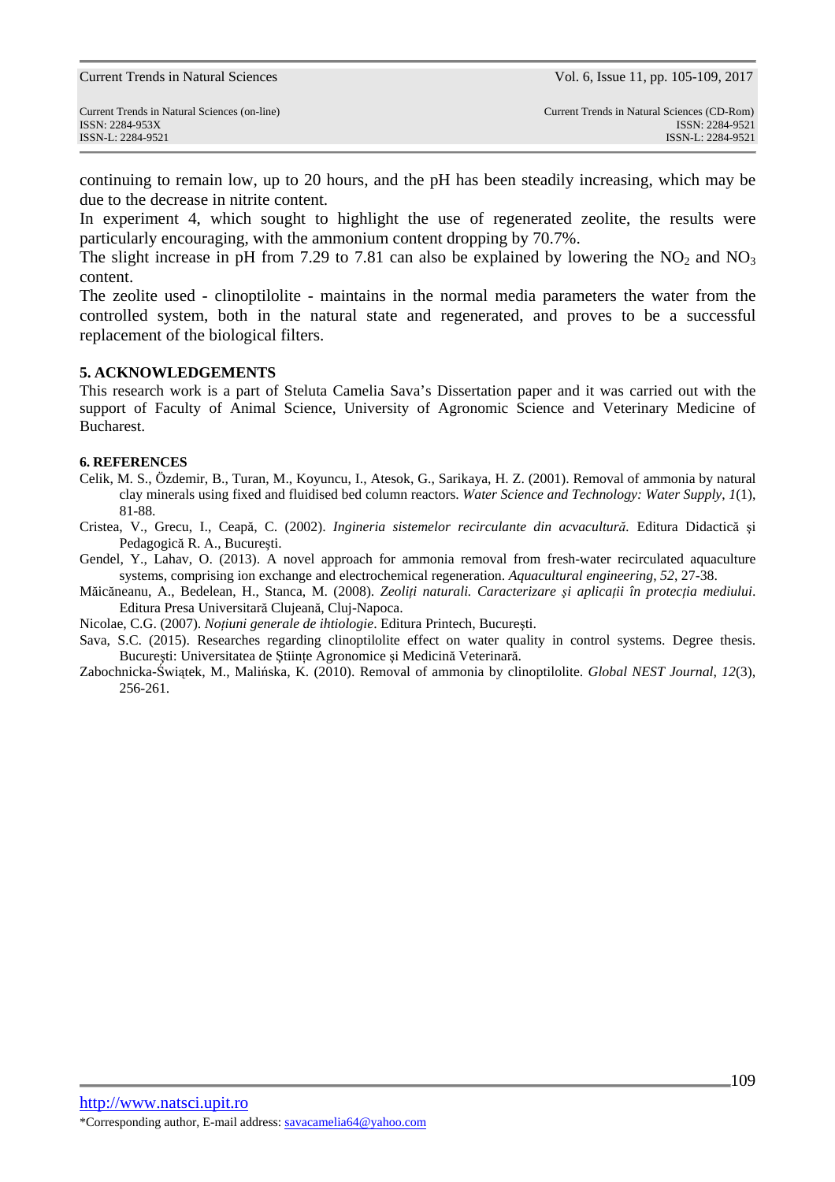continuing to remain low, up to 20 hours, and the pH has been steadily increasing, which may be due to the decrease in nitrite content.

In experiment 4, which sought to highlight the use of regenerated zeolite, the results were particularly encouraging, with the ammonium content dropping by 70.7%.

The slight increase in pH from 7.29 to 7.81 can also be explained by lowering the $NO_2$ and $NO_3$ content.

The zeolite used - clinoptilolite - maintains in the normal media parameters the water from the controlled system, both in the natural state and regenerated, and proves to be a successful replacement of the biological filters.

## 5. ACKNOWLEDGEMENTS

This research work is a part of Steluta Camelia Sava's Dissertation paper and it was carried out with the support of Faculty of Animal Science, University of Agronomic Science and Veterinary Medicine of Bucharest.

## 6. REFERENCES

Celik, M. S., Özdemir, B., Turan, M., Koyuncu, I., Atesok, G., Sarikaya, H. Z. (2001). Removal of ammonia by natural clay minerals using fixed and fluidised bed column reactors. *Water Science and Technology: Water Supply*, *1*(1), 81-88.

Cristea, V., Grecu, I., Ceapă, C. (2002). *Ingineria sistemelor recirculante din acvacultură.* Editura Didactică şi Pedagogică R. A., Bucureşti.

Gendel, Y., Lahav, O. (2013). A novel approach for ammonia removal from fresh-water recirculated aquaculture systems, comprising ion exchange and electrochemical regeneration. *Aquacultural engineering*, *52*, 27-38.

Măicăneanu, A., Bedelean, H., Stanca, M. (2008). *Zeoliți naturali. Caracterizare și aplicații în protecția mediului*. Editura Presa Universitară Clujeană, Cluj-Napoca.

Nicolae, C.G. (2007). *Noțiuni generale de ihtiologie*. Editura Printech, Bucureşti.

Sava, S.C. (2015). Researches regarding clinoptilolite effect on water quality in control systems. Degree thesis. Bucureşti: Universitatea de Ştiințe Agronomice şi Medicină Veterinară.

Zabochnicka-Świątek, M., Malińska, K. (2010). Removal of ammonia by clinoptilolite. *Global NEST Journal*, *12*(3), 256-261.

http://www.natsci.upit.ro

*Corresponding author, E-mail address: savacamelia64@yahoo.com